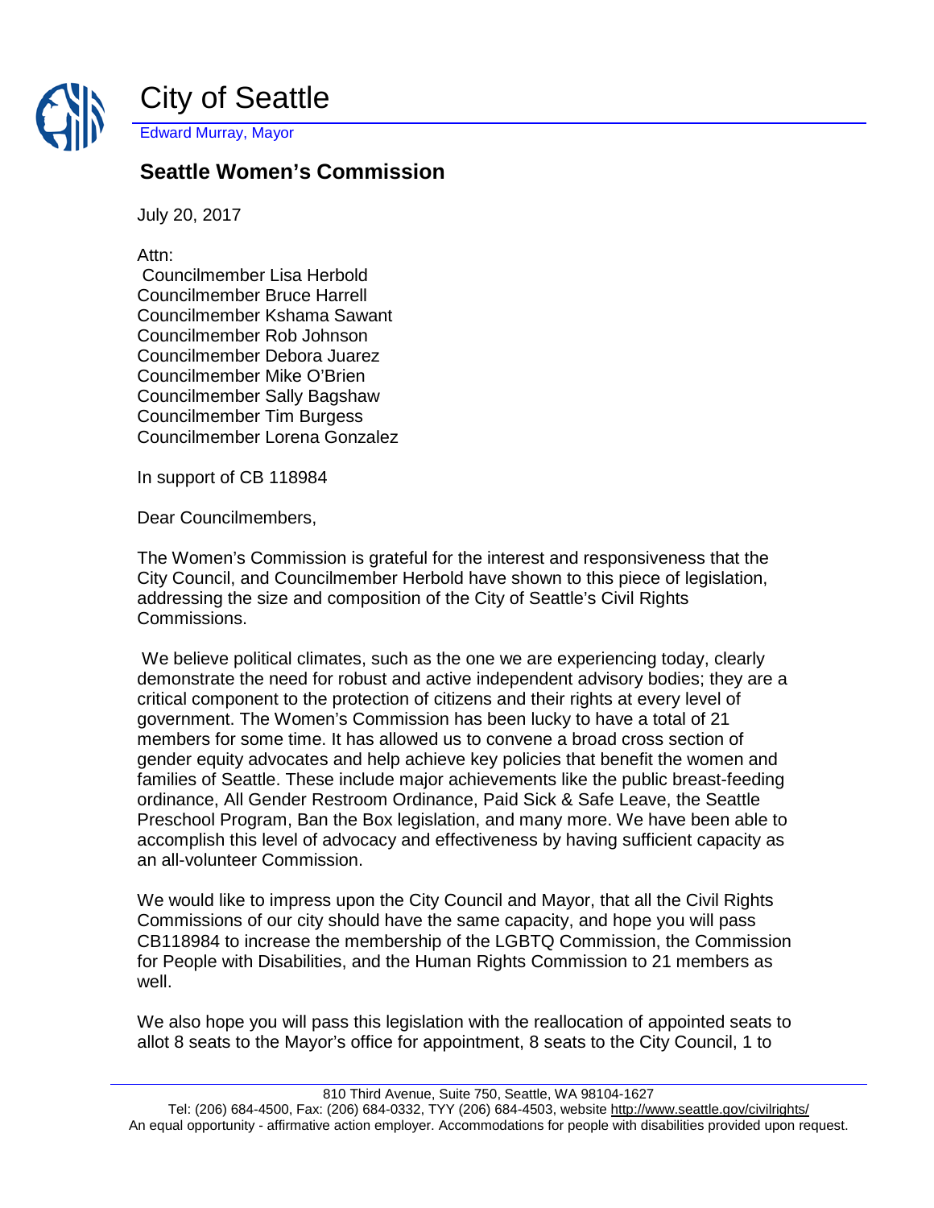# City of Seattle

Edward Murray, Mayor

## Seattle Women's Commission

July 20, 2017

Attn:
Councilmember Lisa Herbold
Councilmember Bruce Harrell
Councilmember Kshama Sawant
Councilmember Rob Johnson
Councilmember Debora Juarez
Councilmember Mike O'Brien
Councilmember Sally Bagshaw
Councilmember Tim Burgess
Councilmember Lorena Gonzalez

In support of CB 118984

Dear Councilmembers,

The Women's Commission is grateful for the interest and responsiveness that the City Council, and Councilmember Herbold have shown to this piece of legislation, addressing the size and composition of the City of Seattle's Civil Rights Commissions.

We believe political climates, such as the one we are experiencing today, clearly demonstrate the need for robust and active independent advisory bodies; they are a critical component to the protection of citizens and their rights at every level of government. The Women's Commission has been lucky to have a total of 21 members for some time. It has allowed us to convene a broad cross section of gender equity advocates and help achieve key policies that benefit the women and families of Seattle. These include major achievements like the public breast-feeding ordinance, All Gender Restroom Ordinance, Paid Sick & Safe Leave, the Seattle Preschool Program, Ban the Box legislation, and many more. We have been able to accomplish this level of advocacy and effectiveness by having sufficient capacity as an all-volunteer Commission.

We would like to impress upon the City Council and Mayor, that all the Civil Rights Commissions of our city should have the same capacity, and hope you will pass CB118984 to increase the membership of the LGBTQ Commission, the Commission for People with Disabilities, and the Human Rights Commission to 21 members as well.

We also hope you will pass this legislation with the reallocation of appointed seats to allot 8 seats to the Mayor's office for appointment, 8 seats to the City Council, 1 to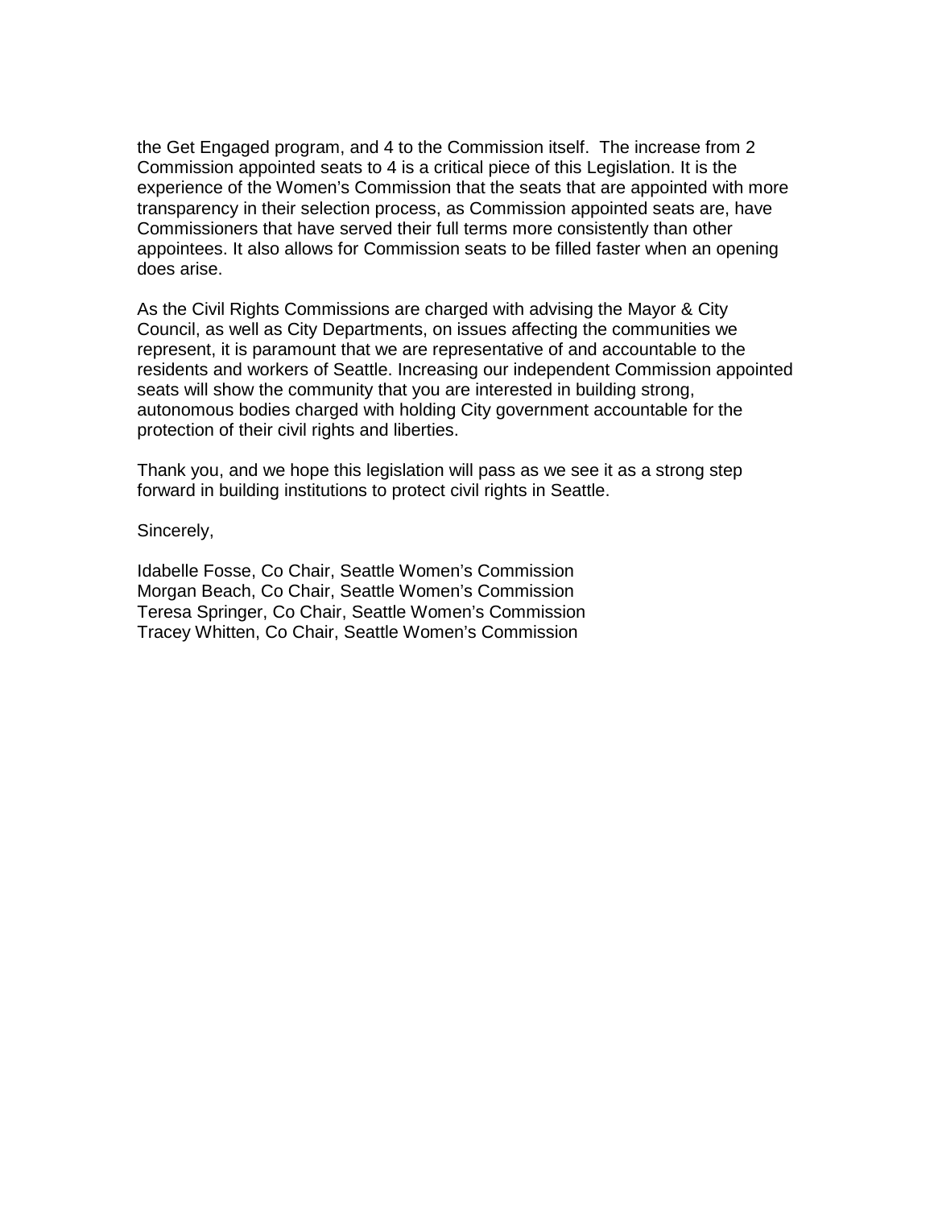the Get Engaged program, and 4 to the Commission itself. The increase from 2 Commission appointed seats to 4 is a critical piece of this Legislation. It is the experience of the Women's Commission that the seats that are appointed with more transparency in their selection process, as Commission appointed seats are, have Commissioners that have served their full terms more consistently than other appointees. It also allows for Commission seats to be filled faster when an opening does arise.

As the Civil Rights Commissions are charged with advising the Mayor & City Council, as well as City Departments, on issues affecting the communities we represent, it is paramount that we are representative of and accountable to the residents and workers of Seattle. Increasing our independent Commission appointed seats will show the community that you are interested in building strong, autonomous bodies charged with holding City government accountable for the protection of their civil rights and liberties.

Thank you, and we hope this legislation will pass as we see it as a strong step forward in building institutions to protect civil rights in Seattle.

Sincerely,

Idabelle Fosse, Co Chair, Seattle Women's Commission
Morgan Beach, Co Chair, Seattle Women's Commission
Teresa Springer, Co Chair, Seattle Women's Commission
Tracey Whitten, Co Chair, Seattle Women's Commission